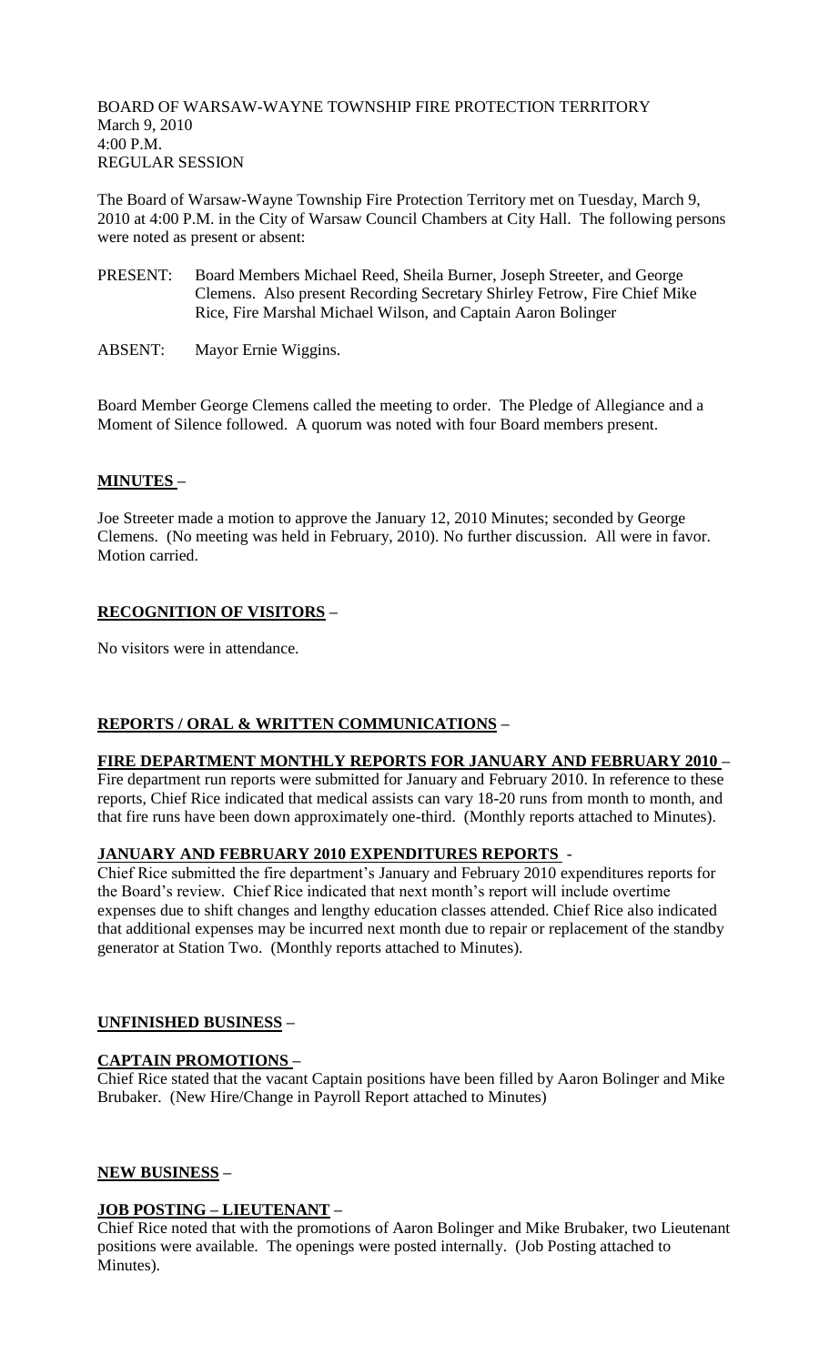BOARD OF WARSAW-WAYNE TOWNSHIP FIRE PROTECTION TERRITORY
March 9, 2010
4:00 P.M.
REGULAR SESSION

The Board of Warsaw-Wayne Township Fire Protection Territory met on Tuesday, March 9, 2010 at 4:00 P.M. in the City of Warsaw Council Chambers at City Hall. The following persons were noted as present or absent:

PRESENT: Board Members Michael Reed, Sheila Burner, Joseph Streeter, and George Clemens. Also present Recording Secretary Shirley Fetrow, Fire Chief Mike Rice, Fire Marshal Michael Wilson, and Captain Aaron Bolinger

ABSENT: Mayor Ernie Wiggins.

Board Member George Clemens called the meeting to order. The Pledge of Allegiance and a Moment of Silence followed. A quorum was noted with four Board members present.

**MINUTES –**

Joe Streeter made a motion to approve the January 12, 2010 Minutes; seconded by George Clemens. (No meeting was held in February, 2010). No further discussion. All were in favor. Motion carried.

**RECOGNITION OF VISITORS –**

No visitors were in attendance.

**REPORTS / ORAL & WRITTEN COMMUNICATIONS –**

**FIRE DEPARTMENT MONTHLY REPORTS FOR JANUARY AND FEBRUARY 2010 –**
Fire department run reports were submitted for January and February 2010. In reference to these reports, Chief Rice indicated that medical assists can vary 18-20 runs from month to month, and that fire runs have been down approximately one-third. (Monthly reports attached to Minutes).

**JANUARY AND FEBRUARY 2010 EXPENDITURES REPORTS -**
Chief Rice submitted the fire department's January and February 2010 expenditures reports for the Board's review. Chief Rice indicated that next month's report will include overtime expenses due to shift changes and lengthy education classes attended. Chief Rice also indicated that additional expenses may be incurred next month due to repair or replacement of the standby generator at Station Two. (Monthly reports attached to Minutes).

**UNFINISHED BUSINESS –**

**CAPTAIN PROMOTIONS –**
Chief Rice stated that the vacant Captain positions have been filled by Aaron Bolinger and Mike Brubaker. (New Hire/Change in Payroll Report attached to Minutes)

**NEW BUSINESS –**

**JOB POSTING – LIEUTENANT –**
Chief Rice noted that with the promotions of Aaron Bolinger and Mike Brubaker, two Lieutenant positions were available. The openings were posted internally. (Job Posting attached to Minutes).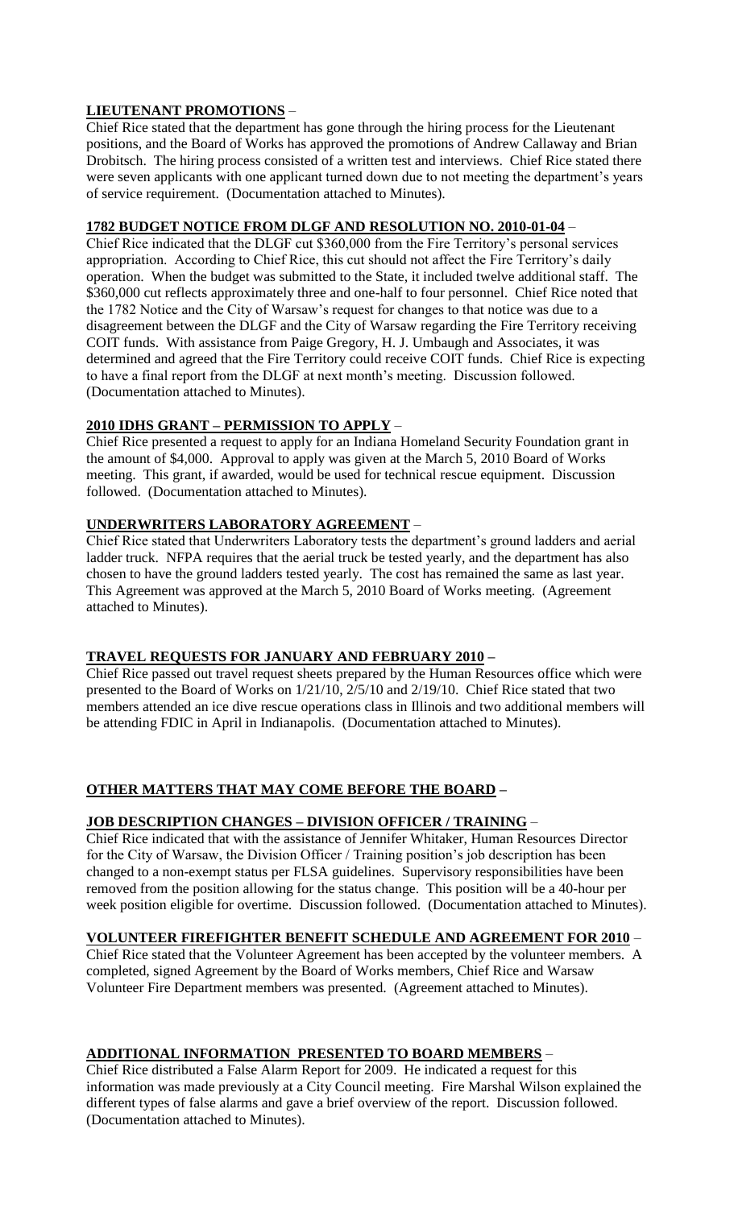**LIEUTENANT PROMOTIONS** –

Chief Rice stated that the department has gone through the hiring process for the Lieutenant positions, and the Board of Works has approved the promotions of Andrew Callaway and Brian Drobitsch. The hiring process consisted of a written test and interviews. Chief Rice stated there were seven applicants with one applicant turned down due to not meeting the department's years of service requirement. (Documentation attached to Minutes).

**1782 BUDGET NOTICE FROM DLGF AND RESOLUTION NO. 2010-01-04** –

Chief Rice indicated that the DLGF cut $360,000 from the Fire Territory's personal services appropriation. According to Chief Rice, this cut should not affect the Fire Territory's daily operation. When the budget was submitted to the State, it included twelve additional staff. The $360,000 cut reflects approximately three and one-half to four personnel. Chief Rice noted that the 1782 Notice and the City of Warsaw's request for changes to that notice was due to a disagreement between the DLGF and the City of Warsaw regarding the Fire Territory receiving COIT funds. With assistance from Paige Gregory, H. J. Umbaugh and Associates, it was determined and agreed that the Fire Territory could receive COIT funds. Chief Rice is expecting to have a final report from the DLGF at next month's meeting. Discussion followed. (Documentation attached to Minutes).

**2010 IDHS GRANT – PERMISSION TO APPLY** –

Chief Rice presented a request to apply for an Indiana Homeland Security Foundation grant in the amount of $4,000. Approval to apply was given at the March 5, 2010 Board of Works meeting. This grant, if awarded, would be used for technical rescue equipment. Discussion followed. (Documentation attached to Minutes).

**UNDERWRITERS LABORATORY AGREEMENT** –

Chief Rice stated that Underwriters Laboratory tests the department's ground ladders and aerial ladder truck. NFPA requires that the aerial truck be tested yearly, and the department has also chosen to have the ground ladders tested yearly. The cost has remained the same as last year. This Agreement was approved at the March 5, 2010 Board of Works meeting. (Agreement attached to Minutes).

**TRAVEL REQUESTS FOR JANUARY AND FEBRUARY 2010 –**

Chief Rice passed out travel request sheets prepared by the Human Resources office which were presented to the Board of Works on 1/21/10, 2/5/10 and 2/19/10. Chief Rice stated that two members attended an ice dive rescue operations class in Illinois and two additional members will be attending FDIC in April in Indianapolis. (Documentation attached to Minutes).

**OTHER MATTERS THAT MAY COME BEFORE THE BOARD –**

**JOB DESCRIPTION CHANGES – DIVISION OFFICER / TRAINING** –

Chief Rice indicated that with the assistance of Jennifer Whitaker, Human Resources Director for the City of Warsaw, the Division Officer / Training position's job description has been changed to a non-exempt status per FLSA guidelines. Supervisory responsibilities have been removed from the position allowing for the status change. This position will be a 40-hour per week position eligible for overtime. Discussion followed. (Documentation attached to Minutes).

**VOLUNTEER FIREFIGHTER BENEFIT SCHEDULE AND AGREEMENT FOR 2010** –

Chief Rice stated that the Volunteer Agreement has been accepted by the volunteer members. A completed, signed Agreement by the Board of Works members, Chief Rice and Warsaw Volunteer Fire Department members was presented. (Agreement attached to Minutes).

**ADDITIONAL INFORMATION PRESENTED TO BOARD MEMBERS** –

Chief Rice distributed a False Alarm Report for 2009. He indicated a request for this information was made previously at a City Council meeting. Fire Marshal Wilson explained the different types of false alarms and gave a brief overview of the report. Discussion followed. (Documentation attached to Minutes).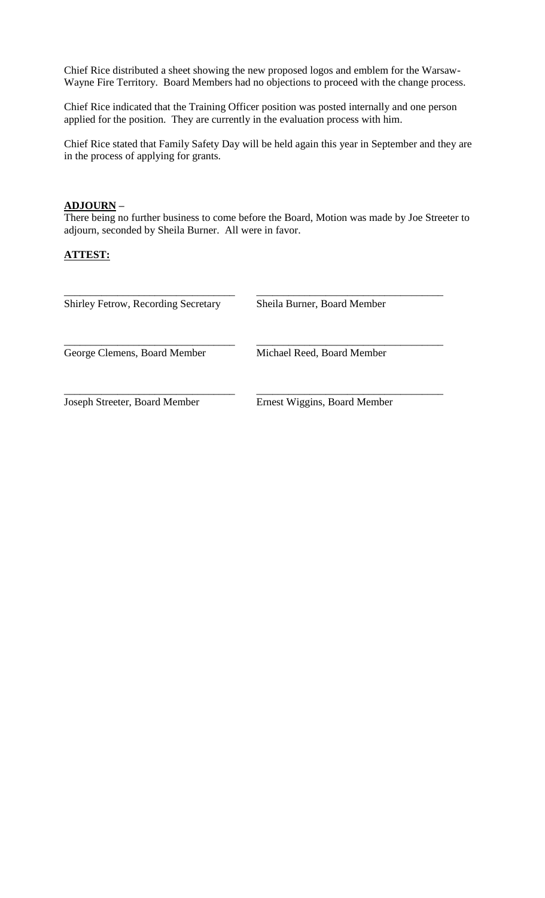Chief Rice distributed a sheet showing the new proposed logos and emblem for the Warsaw-Wayne Fire Territory. Board Members had no objections to proceed with the change process.

Chief Rice indicated that the Training Officer position was posted internally and one person applied for the position. They are currently in the evaluation process with him.

Chief Rice stated that Family Safety Day will be held again this year in September and they are in the process of applying for grants.

**ADJOURN** –

There being no further business to come before the Board, Motion was made by Joe Streeter to adjourn, seconded by Sheila Burner. All were in favor.

**ATTEST:**

| | |
|---|---|
| ________________________________ | ___________________________________ |
| Shirley Fetrow, Recording Secretary | Sheila Burner, Board Member |
| ________________________________ | ___________________________________ |
| George Clemens, Board Member | Michael Reed, Board Member |
| ________________________________ | ___________________________________ |
| Joseph Streeter, Board Member | Ernest Wiggins, Board Member |